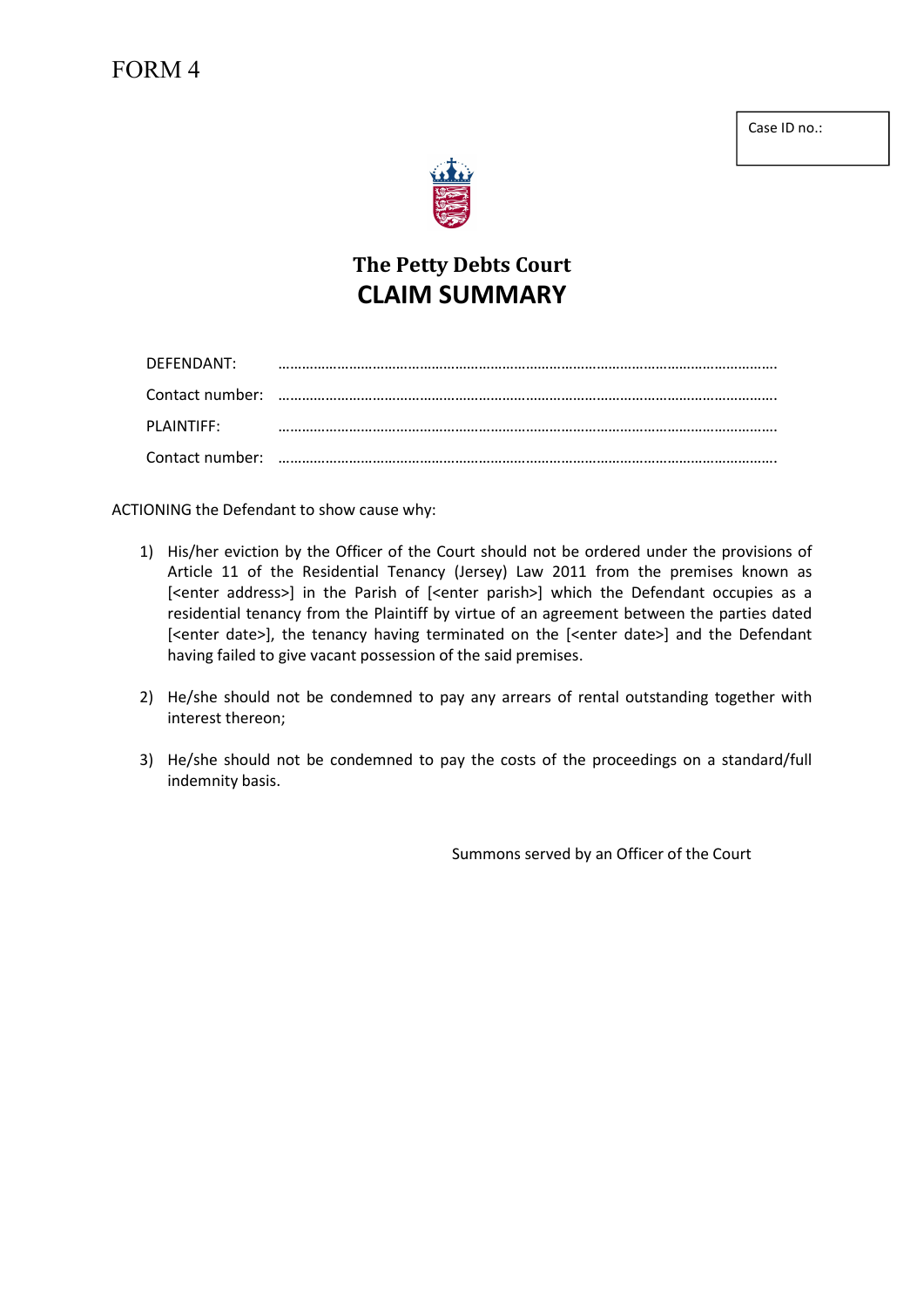FORM 4

Case ID no.:

## The Petty Debts Court
# CLAIM SUMMARY

DEFENDANT: ………………………………………………………………………………………………………….

Contact number: ………………………………………………………………………………………………………….

PLAINTIFF: ………………………………………………………………………………………………………….

Contact number: ………………………………………………………………………………………………………….

ACTIONING the Defendant to show cause why:

1) His/her eviction by the Officer of the Court should not be ordered under the provisions of Article 11 of the Residential Tenancy (Jersey) Law 2011 from the premises known as [<enter address>] in the Parish of [<enter parish>] which the Defendant occupies as a residential tenancy from the Plaintiff by virtue of an agreement between the parties dated [<enter date>], the tenancy having terminated on the [<enter date>] and the Defendant having failed to give vacant possession of the said premises.

2) He/she should not be condemned to pay any arrears of rental outstanding together with interest thereon;

3) He/she should not be condemned to pay the costs of the proceedings on a standard/full indemnity basis.

Summons served by an Officer of the Court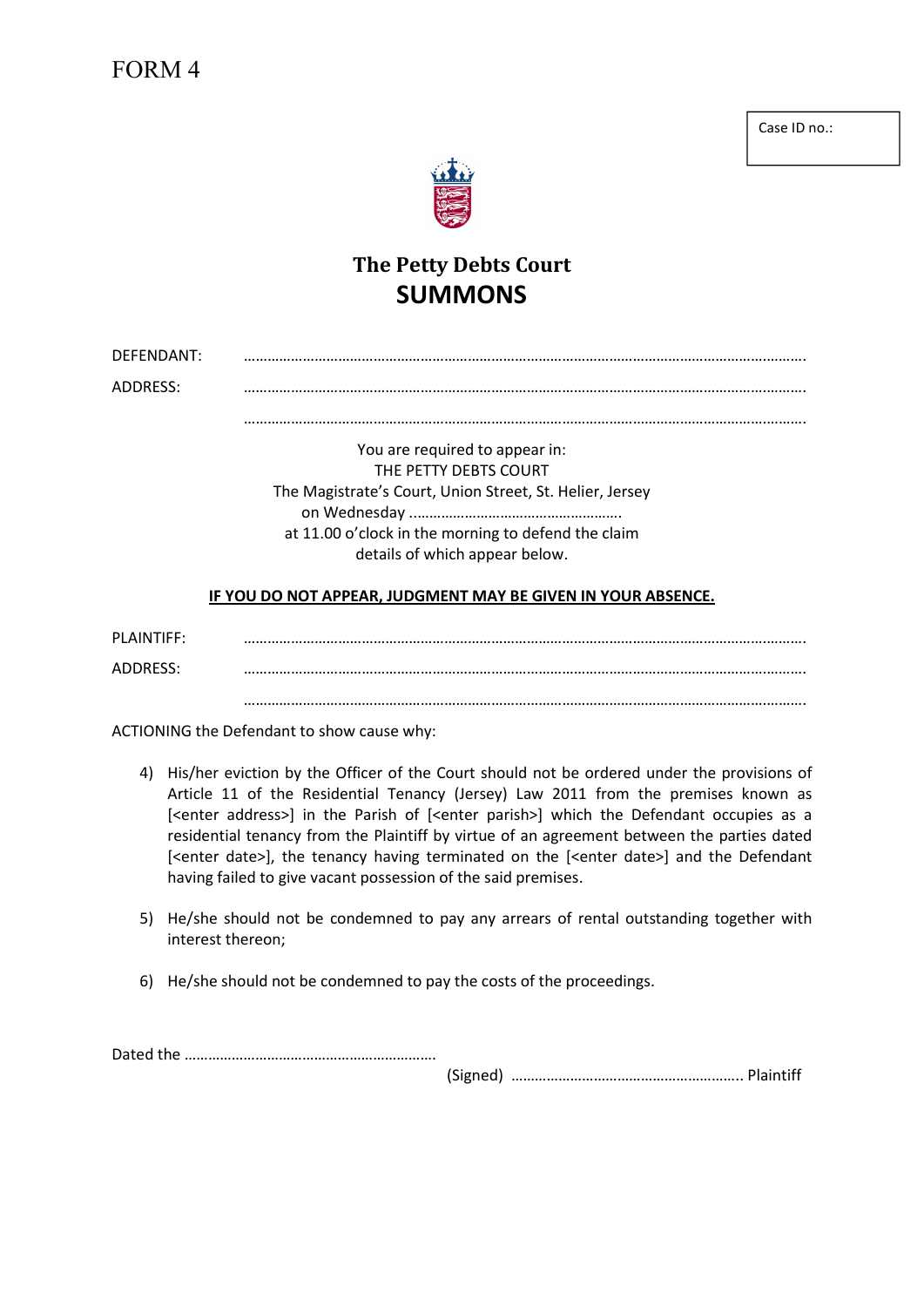FORM 4

Case ID no.:

## The Petty Debts Court
# SUMMONS

DEFENDANT: …………………………………………………………………………………………………………………………………

ADDRESS: …………………………………………………………………………………………………………………………………

…………………………………………………………………………………………………………………………………

You are required to appear in:
THE PETTY DEBTS COURT
The Magistrate's Court, Union Street, St. Helier, Jersey
on Wednesday …………………………………………….
at 11.00 o'clock in the morning to defend the claim
details of which appear below.

**IF YOU DO NOT APPEAR, JUDGMENT MAY BE GIVEN IN YOUR ABSENCE.**

PLAINTIFF: …………………………………………………………………………………………………………………………………

ADDRESS: …………………………………………………………………………………………………………………………………

…………………………………………………………………………………………………………………………………

ACTIONING the Defendant to show cause why:

4) His/her eviction by the Officer of the Court should not be ordered under the provisions of Article 11 of the Residential Tenancy (Jersey) Law 2011 from the premises known as [<enter address>] in the Parish of [<enter parish>] which the Defendant occupies as a residential tenancy from the Plaintiff by virtue of an agreement between the parties dated [<enter date>], the tenancy having terminated on the [<enter date>] and the Defendant having failed to give vacant possession of the said premises.

5) He/she should not be condemned to pay any arrears of rental outstanding together with interest thereon;

6) He/she should not be condemned to pay the costs of the proceedings.

Dated the ………………………………………………………

(Signed) ………………………………………………….. Plaintiff